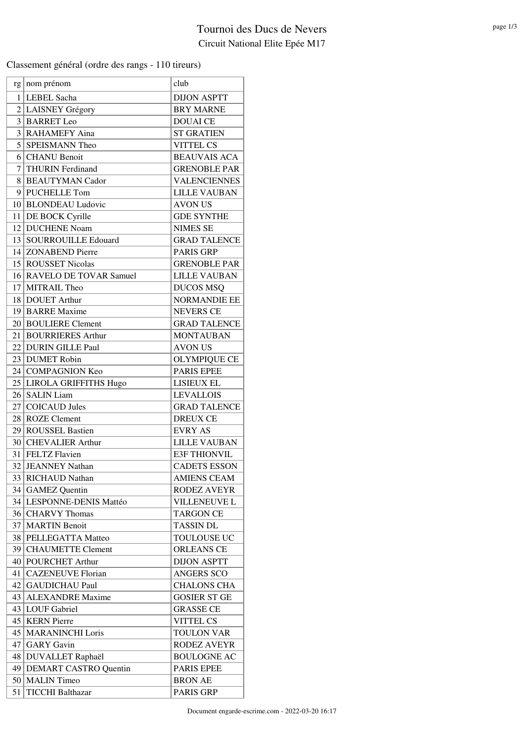# Tournoi des Ducs de Nevers

Circuit National Elite Epée M17

Classement général (ordre des rangs - 110 tireurs)

| rg | nom prénom | club |
|---|---|---|
| 1 | LEBEL Sacha | DIJON ASPTT |
| 2 | LAISNEY Grégory | BRY MARNE |
| 3 | BARRET Leo | DOUAI CE |
| 3 | RAHAMEFY Aina | ST GRATIEN |
| 5 | SPEISMANN Theo | VITTEL CS |
| 6 | CHANU Benoit | BEAUVAIS ACA |
| 7 | THURIN Ferdinand | GRENOBLE PAR |
| 8 | BEAUTYMAN Cador | VALENCIENNES |
| 9 | PUCHELLE Tom | LILLE VAUBAN |
| 10 | BLONDEAU Ludovic | AVON US |
| 11 | DE BOCK Cyrille | GDE SYNTHE |
| 12 | DUCHENE Noam | NIMES SE |
| 13 | SOURROUILLE Edouard | GRAD TALENCE |
| 14 | ZONABEND Pierre | PARIS GRP |
| 15 | ROUSSET Nicolas | GRENOBLE PAR |
| 16 | RAVELO DE TOVAR Samuel | LILLE VAUBAN |
| 17 | MITRAIL Theo | DUCOS MSQ |
| 18 | DOUET Arthur | NORMANDIE EE |
| 19 | BARRE Maxime | NEVERS CE |
| 20 | BOULIERE Clement | GRAD TALENCE |
| 21 | BOURRIERES Arthur | MONTAUBAN |
| 22 | DURIN GILLE Paul | AVON US |
| 23 | DUMET Robin | OLYMPIQUE CE |
| 24 | COMPAGNION Keo | PARIS EPEE |
| 25 | LIROLA GRIFFITHS Hugo | LISIEUX EL |
| 26 | SALIN Liam | LEVALLOIS |
| 27 | COICAUD Jules | GRAD TALENCE |
| 28 | ROZE Clement | DREUX CE |
| 29 | ROUSSEL Bastien | EVRY AS |
| 30 | CHEVALIER Arthur | LILLE VAUBAN |
| 31 | FELTZ Flavien | E3F THIONVIL |
| 32 | JEANNEY Nathan | CADETS ESSON |
| 33 | RICHAUD Nathan | AMIENS CEAM |
| 34 | GAMEZ Quentin | RODEZ AVEYR |
| 34 | LESPONNE-DENIS Mattéo | VILLENEUVE L |
| 36 | CHARVY Thomas | TARGON CE |
| 37 | MARTIN Benoit | TASSIN DL |
| 38 | PELLEGATTA Matteo | TOULOUSE UC |
| 39 | CHAUMETTE Clement | ORLEANS CE |
| 40 | POURCHET Arthur | DIJON ASPTT |
| 41 | CAZENEUVE Florian | ANGERS SCO |
| 42 | GAUDICHAU Paul | CHALONS CHA |
| 43 | ALEXANDRE Maxime | GOSIER ST GE |
| 43 | LOUF Gabriel | GRASSE CE |
| 45 | KERN Pierre | VITTEL CS |
| 45 | MARANINCHI Loris | TOULON VAR |
| 47 | GARY Gavin | RODEZ AVEYR |
| 48 | DUVALLET Raphaël | BOULOGNE AC |
| 49 | DEMART CASTRO Quentin | PARIS EPEE |
| 50 | MALIN Timeo | BRON AE |
| 51 | TICCHI Balthazar | PARIS GRP |

Document engarde-escrime.com - 2022-03-20 16:17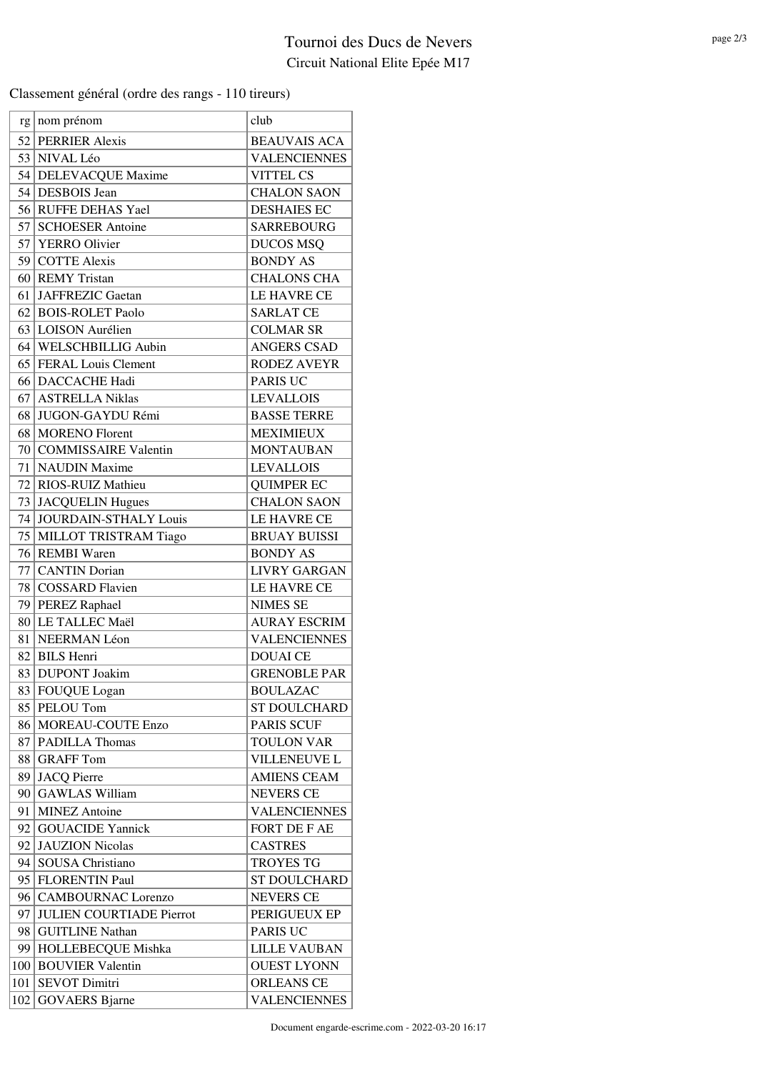# Tournoi des Ducs de Nevers

## Circuit National Elite Epée M17

Classement général (ordre des rangs - 110 tireurs)

| rg | nom prénom | club |
|---|---|---|
| 52 | PERRIER Alexis | BEAUVAIS ACA |
| 53 | NIVAL Léo | VALENCIENNES |
| 54 | DELEVACQUE Maxime | VITTEL CS |
| 54 | DESBOIS Jean | CHALON SAON |
| 56 | RUFFE DEHAS Yael | DESHAIES EC |
| 57 | SCHOESER Antoine | SARREBOURG |
| 57 | YERRO Olivier | DUCOS MSQ |
| 59 | COTTE Alexis | BONDY AS |
| 60 | REMY Tristan | CHALONS CHA |
| 61 | JAFFREZIC Gaetan | LE HAVRE CE |
| 62 | BOIS-ROLET Paolo | SARLAT CE |
| 63 | LOISON Aurélien | COLMAR SR |
| 64 | WELSCHBILLIG Aubin | ANGERS CSAD |
| 65 | FERAL Louis Clement | RODEZ AVEYR |
| 66 | DACCACHE Hadi | PARIS UC |
| 67 | ASTRELLA Niklas | LEVALLOIS |
| 68 | JUGON-GAYDU Rémi | BASSE TERRE |
| 68 | MORENO Florent | MEXIMIEUX |
| 70 | COMMISSAIRE Valentin | MONTAUBAN |
| 71 | NAUDIN Maxime | LEVALLOIS |
| 72 | RIOS-RUIZ Mathieu | QUIMPER EC |
| 73 | JACQUELIN Hugues | CHALON SAON |
| 74 | JOURDAIN-STHALY Louis | LE HAVRE CE |
| 75 | MILLOT TRISTRAM Tiago | BRUAY BUISSI |
| 76 | REMBI Waren | BONDY AS |
| 77 | CANTIN Dorian | LIVRY GARGAN |
| 78 | COSSARD Flavien | LE HAVRE CE |
| 79 | PEREZ Raphael | NIMES SE |
| 80 | LE TALLEC Maël | AURAY ESCRIM |
| 81 | NEERMAN Léon | VALENCIENNES |
| 82 | BILS Henri | DOUAI CE |
| 83 | DUPONT Joakim | GRENOBLE PAR |
| 83 | FOUQUE Logan | BOULAZAC |
| 85 | PELOU Tom | ST DOULCHARD |
| 86 | MOREAU-COUTE Enzo | PARIS SCUF |
| 87 | PADILLA Thomas | TOULON VAR |
| 88 | GRAFF Tom | VILLENEUVE L |
| 89 | JACQ Pierre | AMIENS CEAM |
| 90 | GAWLAS William | NEVERS CE |
| 91 | MINEZ Antoine | VALENCIENNES |
| 92 | GOUACIDE Yannick | FORT DE F AE |
| 92 | JAUZION Nicolas | CASTRES |
| 94 | SOUSA Christiano | TROYES TG |
| 95 | FLORENTIN Paul | ST DOULCHARD |
| 96 | CAMBOURNAC Lorenzo | NEVERS CE |
| 97 | JULIEN COURTIADE Pierrot | PERIGUEUX EP |
| 98 | GUITLINE Nathan | PARIS UC |
| 99 | HOLLEBECQUE Mishka | LILLE VAUBAN |
| 100 | BOUVIER Valentin | OUEST LYONN |
| 101 | SEVOT Dimitri | ORLEANS CE |
| 102 | GOVAERS Bjarne | VALENCIENNES |

Document engarde-escrime.com - 2022-03-20 16:17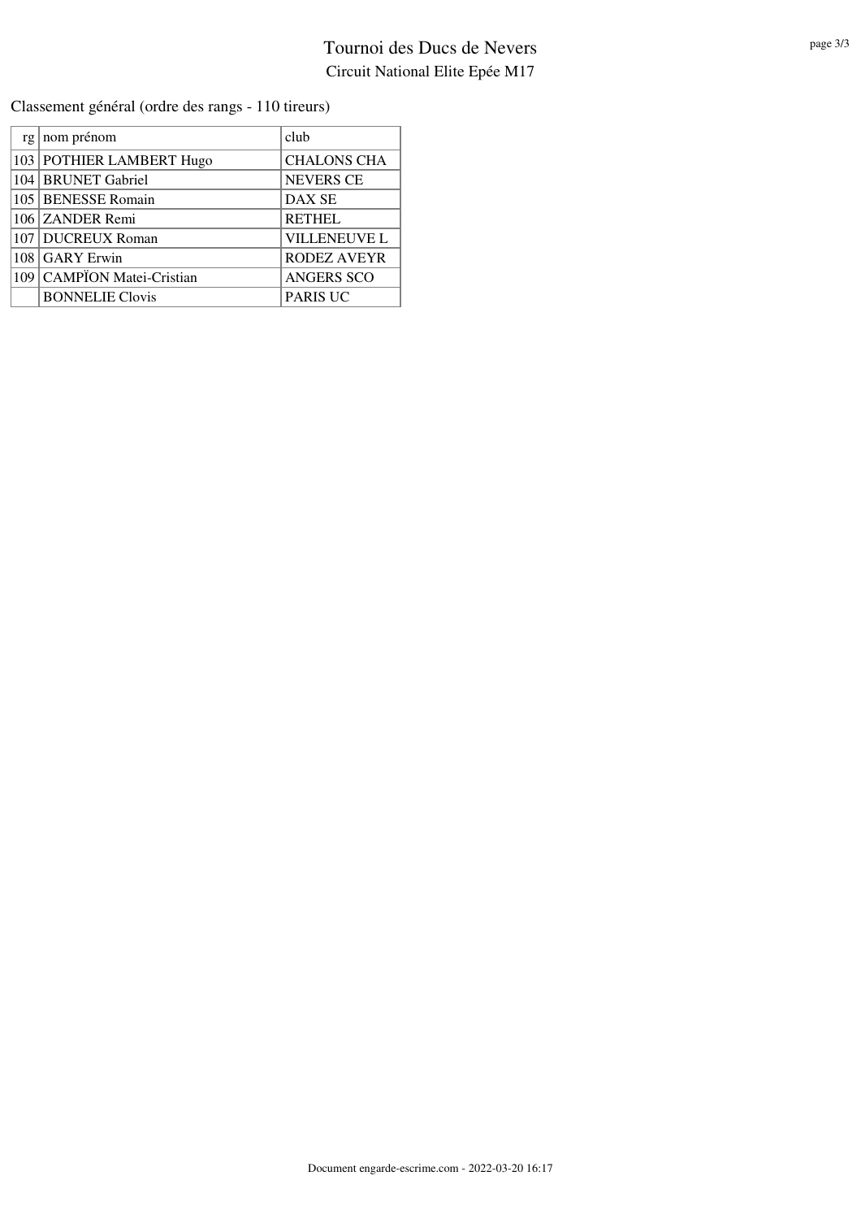Classement général (ordre des rangs - 110 tireurs)

| rg | nom prénom | club |
| --- | --- | --- |
| 103 | POTHIER LAMBERT Hugo | CHALONS CHA |
| 104 | BRUNET Gabriel | NEVERS CE |
| 105 | BENESSE Romain | DAX SE |
| 106 | ZANDER Remi | RETHEL |
| 107 | DUCREUX Roman | VILLENEUVE L |
| 108 | GARY Erwin | RODEZ AVEYR |
| 109 | CAMPÏON Matei-Cristian | ANGERS SCO |
| | BONNELIE Clovis | PARIS UC |